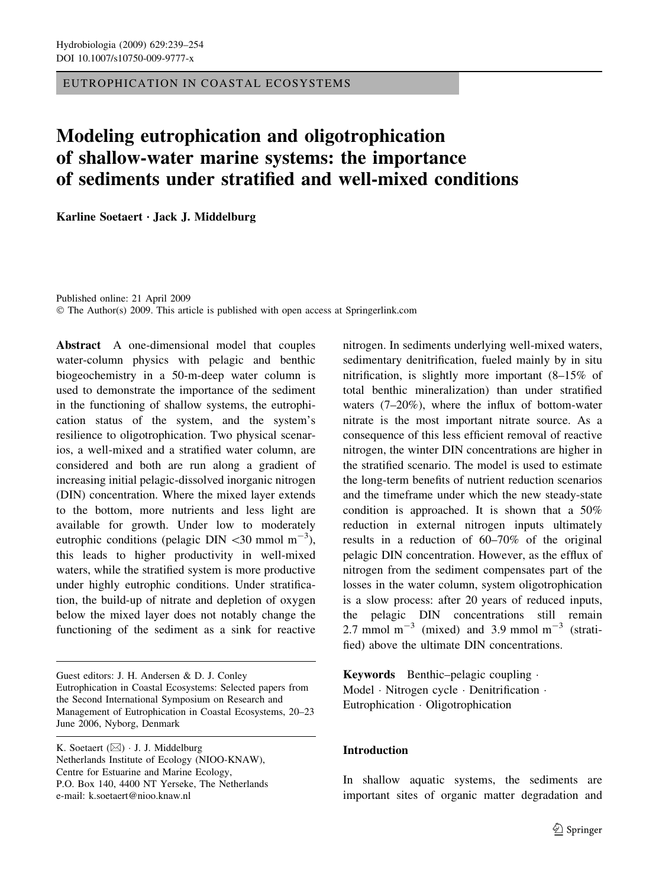EUTROPHICATION IN COASTAL ECOSYSTEMS

# Modeling eutrophication and oligotrophication of shallow-water marine systems: the importance of sediments under stratified and well-mixed conditions

**Karline Soetaert · Jack J. Middelburg**

Published online: 21 April 2009
© The Author(s) 2009. This article is published with open access at Springerlink.com

**Abstract** A one-dimensional model that couples water-column physics with pelagic and benthic biogeochemistry in a 50-m-deep water column is used to demonstrate the importance of the sediment in the functioning of shallow systems, the eutrophication status of the system, and the system's resilience to oligotrophication. Two physical scenarios, a well-mixed and a stratified water column, are considered and both are run along a gradient of increasing initial pelagic-dissolved inorganic nitrogen (DIN) concentration. Where the mixed layer extends to the bottom, more nutrients and less light are available for growth. Under low to moderately eutrophic conditions (pelagic DIN <30 mmol $m^{-3}$), this leads to higher productivity in well-mixed waters, while the stratified system is more productive under highly eutrophic conditions. Under stratification, the build-up of nitrate and depletion of oxygen below the mixed layer does not notably change the functioning of the sediment as a sink for reactive nitrogen. In sediments underlying well-mixed waters, sedimentary denitrification, fueled mainly by in situ nitrification, is slightly more important (8–15% of total benthic mineralization) than under stratified waters (7–20%), where the influx of bottom-water nitrate is the most important nitrate source. As a consequence of this less efficient removal of reactive nitrogen, the winter DIN concentrations are higher in the stratified scenario. The model is used to estimate the long-term benefits of nutrient reduction scenarios and the timeframe under which the new steady-state condition is approached. It is shown that a 50% reduction in external nitrogen inputs ultimately results in a reduction of 60–70% of the original pelagic DIN concentration. However, as the efflux of nitrogen from the sediment compensates part of the losses in the water column, system oligotrophication is a slow process: after 20 years of reduced inputs, the pelagic DIN concentrations still remain 2.7 mmol $m^{-3}$ (mixed) and 3.9 mmol $m^{-3}$ (stratified) above the ultimate DIN concentrations.

**Keywords** Benthic–pelagic coupling · Model · Nitrogen cycle · Denitrification · Eutrophication · Oligotrophication

Guest editors: J. H. Andersen & D. J. Conley
Eutrophication in Coastal Ecosystems: Selected papers from the Second International Symposium on Research and Management of Eutrophication in Coastal Ecosystems, 20–23 June 2006, Nyborg, Denmark

K. Soetaert (✉) · J. J. Middelburg
Netherlands Institute of Ecology (NIOO-KNAW),
Centre for Estuarine and Marine Ecology,
P.O. Box 140, 4400 NT Yerseke, The Netherlands
e-mail: k.soetaert@nioo.knaw.nl

## Introduction

In shallow aquatic systems, the sediments are important sites of organic matter degradation and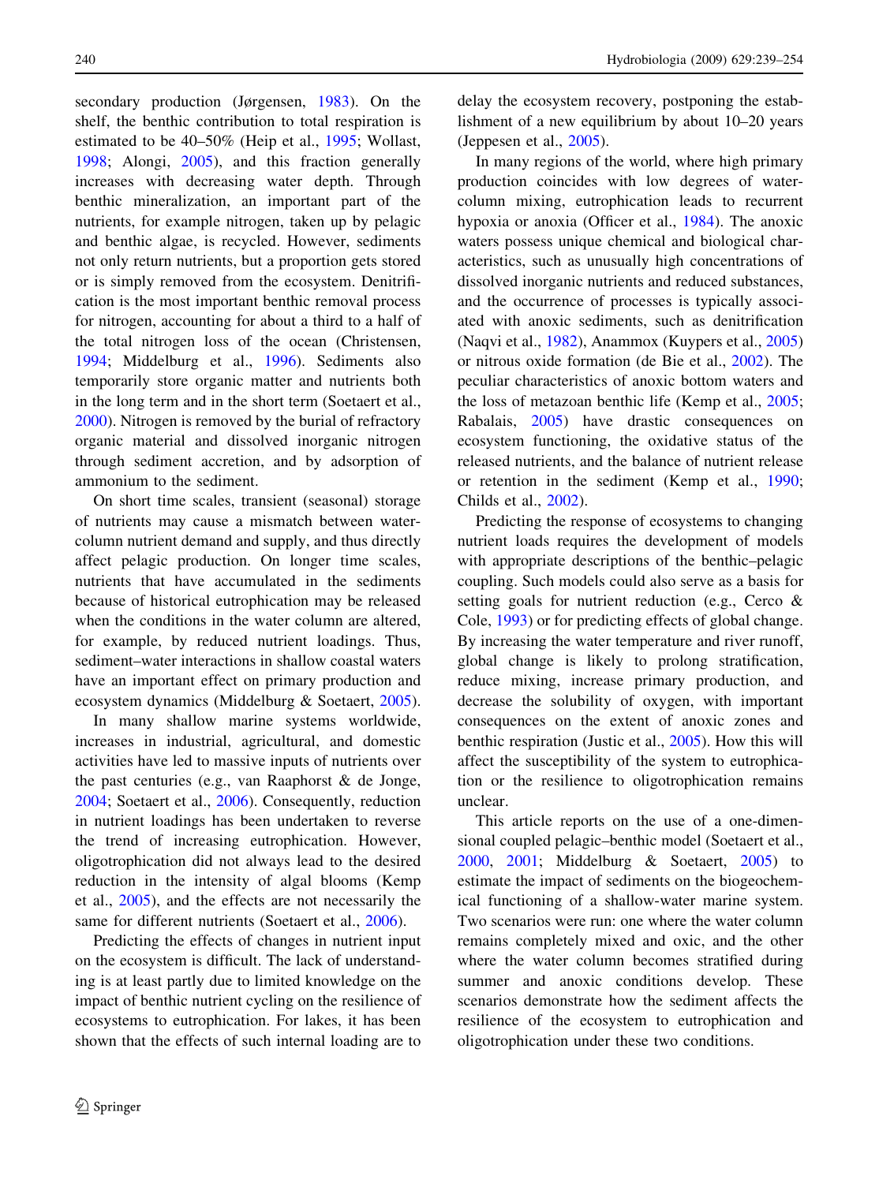secondary production (Jørgensen, 1983). On the shelf, the benthic contribution to total respiration is estimated to be 40–50% (Heip et al., 1995; Wollast, 1998; Alongi, 2005), and this fraction generally increases with decreasing water depth. Through benthic mineralization, an important part of the nutrients, for example nitrogen, taken up by pelagic and benthic algae, is recycled. However, sediments not only return nutrients, but a proportion gets stored or is simply removed from the ecosystem. Denitrification is the most important benthic removal process for nitrogen, accounting for about a third to a half of the total nitrogen loss of the ocean (Christensen, 1994; Middelburg et al., 1996). Sediments also temporarily store organic matter and nutrients both in the long term and in the short term (Soetaert et al., 2000). Nitrogen is removed by the burial of refractory organic material and dissolved inorganic nitrogen through sediment accretion, and by adsorption of ammonium to the sediment.

On short time scales, transient (seasonal) storage of nutrients may cause a mismatch between water-column nutrient demand and supply, and thus directly affect pelagic production. On longer time scales, nutrients that have accumulated in the sediments because of historical eutrophication may be released when the conditions in the water column are altered, for example, by reduced nutrient loadings. Thus, sediment–water interactions in shallow coastal waters have an important effect on primary production and ecosystem dynamics (Middelburg & Soetaert, 2005).

In many shallow marine systems worldwide, increases in industrial, agricultural, and domestic activities have led to massive inputs of nutrients over the past centuries (e.g., van Raaphorst & de Jonge, 2004; Soetaert et al., 2006). Consequently, reduction in nutrient loadings has been undertaken to reverse the trend of increasing eutrophication. However, oligotrophication did not always lead to the desired reduction in the intensity of algal blooms (Kemp et al., 2005), and the effects are not necessarily the same for different nutrients (Soetaert et al., 2006).

Predicting the effects of changes in nutrient input on the ecosystem is difficult. The lack of understanding is at least partly due to limited knowledge on the impact of benthic nutrient cycling on the resilience of ecosystems to eutrophication. For lakes, it has been shown that the effects of such internal loading are to delay the ecosystem recovery, postponing the establishment of a new equilibrium by about 10–20 years (Jeppesen et al., 2005).

In many regions of the world, where high primary production coincides with low degrees of water-column mixing, eutrophication leads to recurrent hypoxia or anoxia (Officer et al., 1984). The anoxic waters possess unique chemical and biological characteristics, such as unusually high concentrations of dissolved inorganic nutrients and reduced substances, and the occurrence of processes is typically associated with anoxic sediments, such as denitrification (Naqvi et al., 1982), Anammox (Kuypers et al., 2005) or nitrous oxide formation (de Bie et al., 2002). The peculiar characteristics of anoxic bottom waters and the loss of metazoan benthic life (Kemp et al., 2005; Rabalais, 2005) have drastic consequences on ecosystem functioning, the oxidative status of the released nutrients, and the balance of nutrient release or retention in the sediment (Kemp et al., 1990; Childs et al., 2002).

Predicting the response of ecosystems to changing nutrient loads requires the development of models with appropriate descriptions of the benthic–pelagic coupling. Such models could also serve as a basis for setting goals for nutrient reduction (e.g., Cerco & Cole, 1993) or for predicting effects of global change. By increasing the water temperature and river runoff, global change is likely to prolong stratification, reduce mixing, increase primary production, and decrease the solubility of oxygen, with important consequences on the extent of anoxic zones and benthic respiration (Justic et al., 2005). How this will affect the susceptibility of the system to eutrophication or the resilience to oligotrophication remains unclear.

This article reports on the use of a one-dimensional coupled pelagic–benthic model (Soetaert et al., 2000, 2001; Middelburg & Soetaert, 2005) to estimate the impact of sediments on the biogeochemical functioning of a shallow-water marine system. Two scenarios were run: one where the water column remains completely mixed and oxic, and the other where the water column becomes stratified during summer and anoxic conditions develop. These scenarios demonstrate how the sediment affects the resilience of the ecosystem to eutrophication and oligotrophication under these two conditions.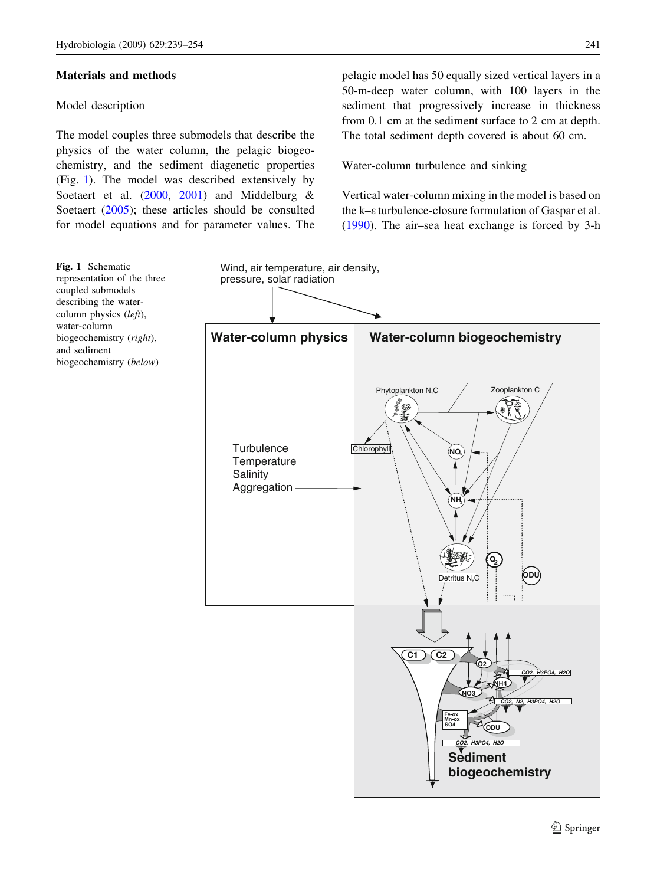## Materials and methods

### Model description

The model couples three submodels that describe the physics of the water column, the pelagic biogeochemistry, and the sediment diagenetic properties (Fig. 1). The model was described extensively by Soetaert et al. (2000, 2001) and Middelburg & Soetaert (2005); these articles should be consulted for model equations and for parameter values. The pelagic model has 50 equally sized vertical layers in a 50-m-deep water column, with 100 layers in the sediment that progressively increase in thickness from 0.1 cm at the sediment surface to 2 cm at depth. The total sediment depth covered is about 60 cm.

### Water-column turbulence and sinking

Vertical water-column mixing in the model is based on the k–$\varepsilon$ turbulence-closure formulation of Gaspar et al. (1990). The air–sea heat exchange is forced by 3-h

**Fig. 1** Schematic representation of the three coupled submodels describing the water-column physics (*left*), water-column biogeochemistry (*right*), and sediment biogeochemistry (*below*)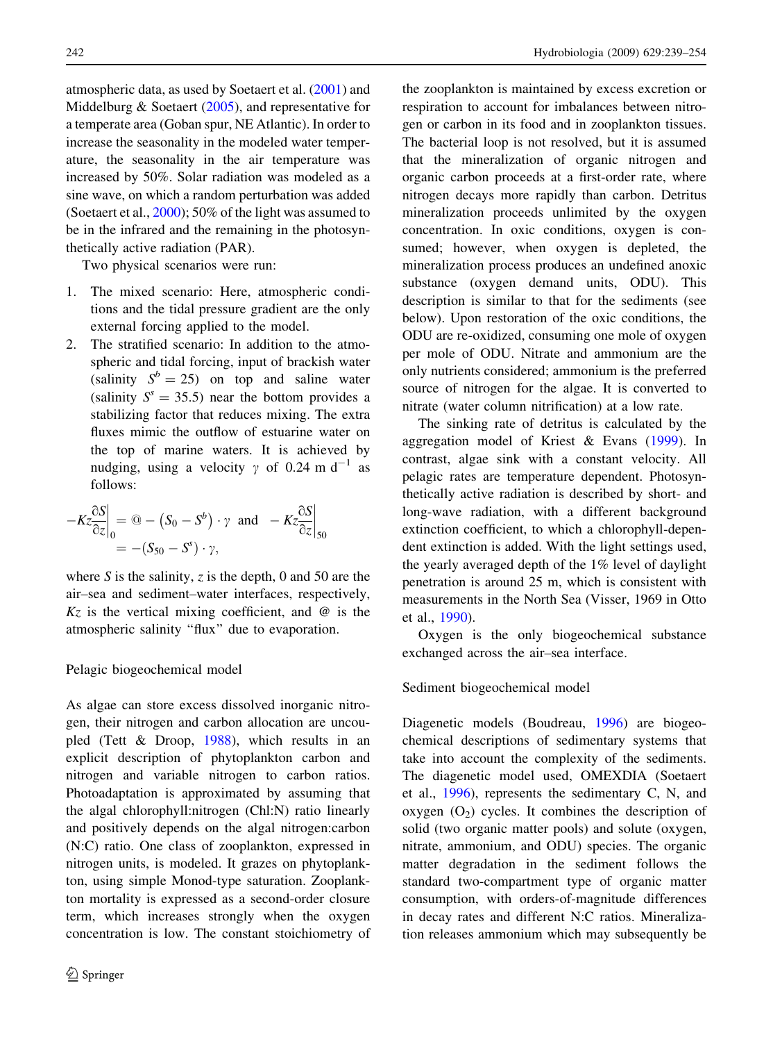atmospheric data, as used by Soetaert et al. (2001) and Middelburg & Soetaert (2005), and representative for a temperate area (Goban spur, NE Atlantic). In order to increase the seasonality in the modeled water temperature, the seasonality in the air temperature was increased by 50%. Solar radiation was modeled as a sine wave, on which a random perturbation was added (Soetaert et al., 2000); 50% of the light was assumed to be in the infrared and the remaining in the photosynthetically active radiation (PAR).

Two physical scenarios were run:

1. The mixed scenario: Here, atmospheric conditions and the tidal pressure gradient are the only external forcing applied to the model.
2. The stratified scenario: In addition to the atmospheric and tidal forcing, input of brackish water (salinity $S^b = 25$) on top and saline water (salinity $S^s = 35.5$) near the bottom provides a stabilizing factor that reduces mixing. The extra fluxes mimic the outflow of estuarine water on the top of marine waters. It is achieved by nudging, using a velocity $\gamma$ of 0.24 m d$^{-1}$ as follows:

$$-Kz\frac{\partial S}{\partial z}\bigg|_0 = @ - \left(S_0 - S^b\right)\cdot\gamma \quad \text{and} \quad -Kz\frac{\partial S}{\partial z}\bigg|_{50} = -\left(S_{50} - S^s\right)\cdot\gamma,$$

where $S$ is the salinity, $z$ is the depth, 0 and 50 are the air–sea and sediment–water interfaces, respectively, $Kz$ is the vertical mixing coefficient, and @ is the atmospheric salinity "flux" due to evaporation.

### Pelagic biogeochemical model

As algae can store excess dissolved inorganic nitrogen, their nitrogen and carbon allocation are uncoupled (Tett & Droop, 1988), which results in an explicit description of phytoplankton carbon and nitrogen and variable nitrogen to carbon ratios. Photoadaptation is approximated by assuming that the algal chlorophyll:nitrogen (Chl:N) ratio linearly and positively depends on the algal nitrogen:carbon (N:C) ratio. One class of zooplankton, expressed in nitrogen units, is modeled. It grazes on phytoplankton, using simple Monod-type saturation. Zooplankton mortality is expressed as a second-order closure term, which increases strongly when the oxygen concentration is low. The constant stoichiometry of the zooplankton is maintained by excess excretion or respiration to account for imbalances between nitrogen or carbon in its food and in zooplankton tissues. The bacterial loop is not resolved, but it is assumed that the mineralization of organic nitrogen and organic carbon proceeds at a first-order rate, where nitrogen decays more rapidly than carbon. Detritus mineralization proceeds unlimited by the oxygen concentration. In oxic conditions, oxygen is consumed; however, when oxygen is depleted, the mineralization process produces an undefined anoxic substance (oxygen demand units, ODU). This description is similar to that for the sediments (see below). Upon restoration of the oxic conditions, the ODU are re-oxidized, consuming one mole of oxygen per mole of ODU. Nitrate and ammonium are the only nutrients considered; ammonium is the preferred source of nitrogen for the algae. It is converted to nitrate (water column nitrification) at a low rate.

The sinking rate of detritus is calculated by the aggregation model of Kriest & Evans (1999). In contrast, algae sink with a constant velocity. All pelagic rates are temperature dependent. Photosynthetically active radiation is described by short- and long-wave radiation, with a different background extinction coefficient, to which a chlorophyll-dependent extinction is added. With the light settings used, the yearly averaged depth of the 1% level of daylight penetration is around 25 m, which is consistent with measurements in the North Sea (Visser, 1969 in Otto et al., 1990).

Oxygen is the only biogeochemical substance exchanged across the air–sea interface.

### Sediment biogeochemical model

Diagenetic models (Boudreau, 1996) are biogeochemical descriptions of sedimentary systems that take into account the complexity of the sediments. The diagenetic model used, OMEXDIA (Soetaert et al., 1996), represents the sedimentary C, N, and oxygen ($O_2$) cycles. It combines the description of solid (two organic matter pools) and solute (oxygen, nitrate, ammonium, and ODU) species. The organic matter degradation in the sediment follows the standard two-compartment type of organic matter consumption, with orders-of-magnitude differences in decay rates and different N:C ratios. Mineralization releases ammonium which may subsequently be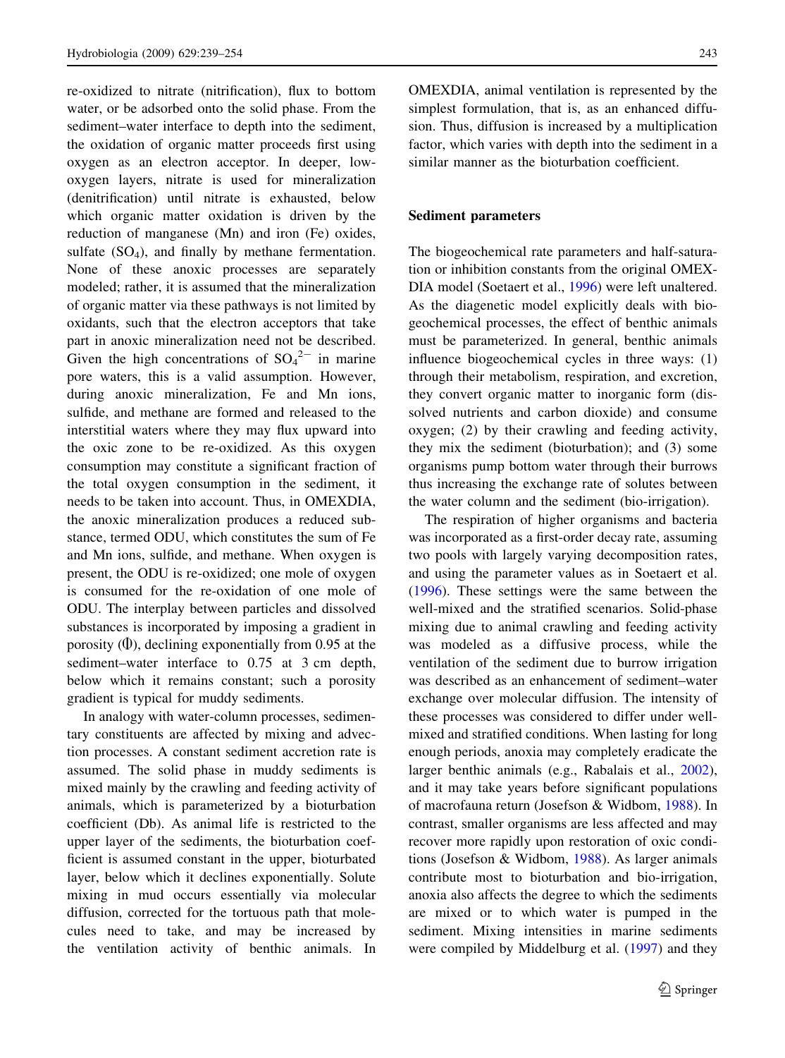re-oxidized to nitrate (nitrification), flux to bottom water, or be adsorbed onto the solid phase. From the sediment–water interface to depth into the sediment, the oxidation of organic matter proceeds first using oxygen as an electron acceptor. In deeper, low-oxygen layers, nitrate is used for mineralization (denitrification) until nitrate is exhausted, below which organic matter oxidation is driven by the reduction of manganese (Mn) and iron (Fe) oxides, sulfate ($SO_4$), and finally by methane fermentation. None of these anoxic processes are separately modeled; rather, it is assumed that the mineralization of organic matter via these pathways is not limited by oxidants, such that the electron acceptors that take part in anoxic mineralization need not be described. Given the high concentrations of $SO_4^{2-}$ in marine pore waters, this is a valid assumption. However, during anoxic mineralization, Fe and Mn ions, sulfide, and methane are formed and released to the interstitial waters where they may flux upward into the oxic zone to be re-oxidized. As this oxygen consumption may constitute a significant fraction of the total oxygen consumption in the sediment, it needs to be taken into account. Thus, in OMEXDIA, the anoxic mineralization produces a reduced substance, termed ODU, which constitutes the sum of Fe and Mn ions, sulfide, and methane. When oxygen is present, the ODU is re-oxidized; one mole of oxygen is consumed for the re-oxidation of one mole of ODU. The interplay between particles and dissolved substances is incorporated by imposing a gradient in porosity ($\Phi$), declining exponentially from 0.95 at the sediment–water interface to 0.75 at 3 cm depth, below which it remains constant; such a porosity gradient is typical for muddy sediments.

In analogy with water-column processes, sedimentary constituents are affected by mixing and advection processes. A constant sediment accretion rate is assumed. The solid phase in muddy sediments is mixed mainly by the crawling and feeding activity of animals, which is parameterized by a bioturbation coefficient (Db). As animal life is restricted to the upper layer of the sediments, the bioturbation coefficient is assumed constant in the upper, bioturbated layer, below which it declines exponentially. Solute mixing in mud occurs essentially via molecular diffusion, corrected for the tortuous path that molecules need to take, and may be increased by the ventilation activity of benthic animals. In OMEXDIA, animal ventilation is represented by the simplest formulation, that is, as an enhanced diffusion. Thus, diffusion is increased by a multiplication factor, which varies with depth into the sediment in a similar manner as the bioturbation coefficient.

## Sediment parameters

The biogeochemical rate parameters and half-saturation or inhibition constants from the original OMEXDIA model (Soetaert et al., 1996) were left unaltered. As the diagenetic model explicitly deals with biogeochemical processes, the effect of benthic animals must be parameterized. In general, benthic animals influence biogeochemical cycles in three ways: (1) through their metabolism, respiration, and excretion, they convert organic matter to inorganic form (dissolved nutrients and carbon dioxide) and consume oxygen; (2) by their crawling and feeding activity, they mix the sediment (bioturbation); and (3) some organisms pump bottom water through their burrows thus increasing the exchange rate of solutes between the water column and the sediment (bio-irrigation).

The respiration of higher organisms and bacteria was incorporated as a first-order decay rate, assuming two pools with largely varying decomposition rates, and using the parameter values as in Soetaert et al. (1996). These settings were the same between the well-mixed and the stratified scenarios. Solid-phase mixing due to animal crawling and feeding activity was modeled as a diffusive process, while the ventilation of the sediment due to burrow irrigation was described as an enhancement of sediment–water exchange over molecular diffusion. The intensity of these processes was considered to differ under well-mixed and stratified conditions. When lasting for long enough periods, anoxia may completely eradicate the larger benthic animals (e.g., Rabalais et al., 2002), and it may take years before significant populations of macrofauna return (Josefson & Widbom, 1988). In contrast, smaller organisms are less affected and may recover more rapidly upon restoration of oxic conditions (Josefson & Widbom, 1988). As larger animals contribute most to bioturbation and bio-irrigation, anoxia also affects the degree to which the sediments are mixed or to which water is pumped in the sediment. Mixing intensities in marine sediments were compiled by Middelburg et al. (1997) and they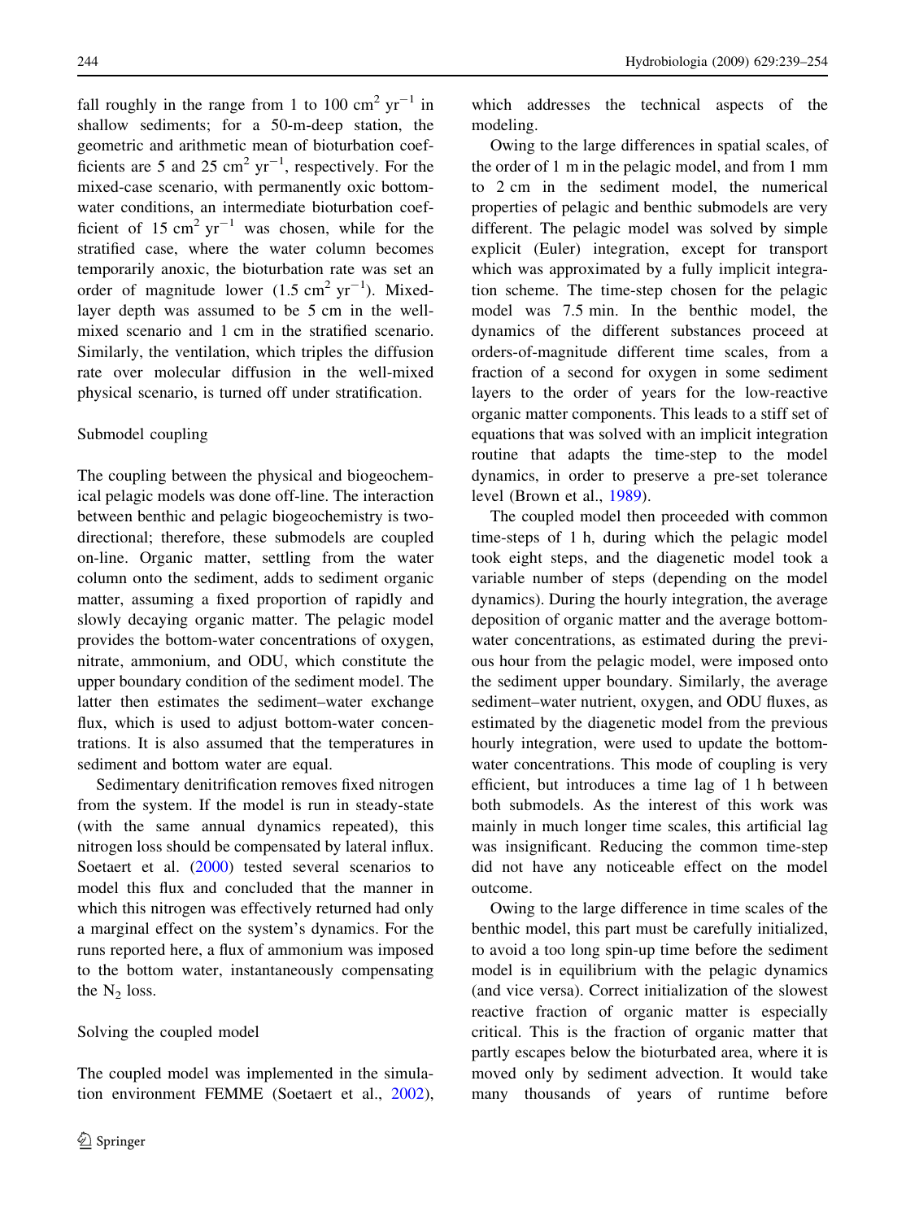fall roughly in the range from 1 to 100 $cm^2$ $yr^{-1}$ in shallow sediments; for a 50-m-deep station, the geometric and arithmetic mean of bioturbation coefficients are 5 and 25 $cm^2$ $yr^{-1}$, respectively. For the mixed-case scenario, with permanently oxic bottom-water conditions, an intermediate bioturbation coefficient of 15 $cm^2$ $yr^{-1}$ was chosen, while for the stratified case, where the water column becomes temporarily anoxic, the bioturbation rate was set an order of magnitude lower (1.5 $cm^2$ $yr^{-1}$). Mixed-layer depth was assumed to be 5 cm in the well-mixed scenario and 1 cm in the stratified scenario. Similarly, the ventilation, which triples the diffusion rate over molecular diffusion in the well-mixed physical scenario, is turned off under stratification.

### Submodel coupling

The coupling between the physical and biogeochemical pelagic models was done off-line. The interaction between benthic and pelagic biogeochemistry is two-directional; therefore, these submodels are coupled on-line. Organic matter, settling from the water column onto the sediment, adds to sediment organic matter, assuming a fixed proportion of rapidly and slowly decaying organic matter. The pelagic model provides the bottom-water concentrations of oxygen, nitrate, ammonium, and ODU, which constitute the upper boundary condition of the sediment model. The latter then estimates the sediment–water exchange flux, which is used to adjust bottom-water concentrations. It is also assumed that the temperatures in sediment and bottom water are equal.

Sedimentary denitrification removes fixed nitrogen from the system. If the model is run in steady-state (with the same annual dynamics repeated), this nitrogen loss should be compensated by lateral influx. Soetaert et al. (2000) tested several scenarios to model this flux and concluded that the manner in which this nitrogen was effectively returned had only a marginal effect on the system's dynamics. For the runs reported here, a flux of ammonium was imposed to the bottom water, instantaneously compensating the $N_2$ loss.

### Solving the coupled model

The coupled model was implemented in the simulation environment FEMME (Soetaert et al., 2002), which addresses the technical aspects of the modeling.

Owing to the large differences in spatial scales, of the order of 1 m in the pelagic model, and from 1 mm to 2 cm in the sediment model, the numerical properties of pelagic and benthic submodels are very different. The pelagic model was solved by simple explicit (Euler) integration, except for transport which was approximated by a fully implicit integration scheme. The time-step chosen for the pelagic model was 7.5 min. In the benthic model, the dynamics of the different substances proceed at orders-of-magnitude different time scales, from a fraction of a second for oxygen in some sediment layers to the order of years for the low-reactive organic matter components. This leads to a stiff set of equations that was solved with an implicit integration routine that adapts the time-step to the model dynamics, in order to preserve a pre-set tolerance level (Brown et al., 1989).

The coupled model then proceeded with common time-steps of 1 h, during which the pelagic model took eight steps, and the diagenetic model took a variable number of steps (depending on the model dynamics). During the hourly integration, the average deposition of organic matter and the average bottom-water concentrations, as estimated during the previous hour from the pelagic model, were imposed onto the sediment upper boundary. Similarly, the average sediment–water nutrient, oxygen, and ODU fluxes, as estimated by the diagenetic model from the previous hourly integration, were used to update the bottom-water concentrations. This mode of coupling is very efficient, but introduces a time lag of 1 h between both submodels. As the interest of this work was mainly in much longer time scales, this artificial lag was insignificant. Reducing the common time-step did not have any noticeable effect on the model outcome.

Owing to the large difference in time scales of the benthic model, this part must be carefully initialized, to avoid a too long spin-up time before the sediment model is in equilibrium with the pelagic dynamics (and vice versa). Correct initialization of the slowest reactive fraction of organic matter is especially critical. This is the fraction of organic matter that partly escapes below the bioturbated area, where it is moved only by sediment advection. It would take many thousands of years of runtime before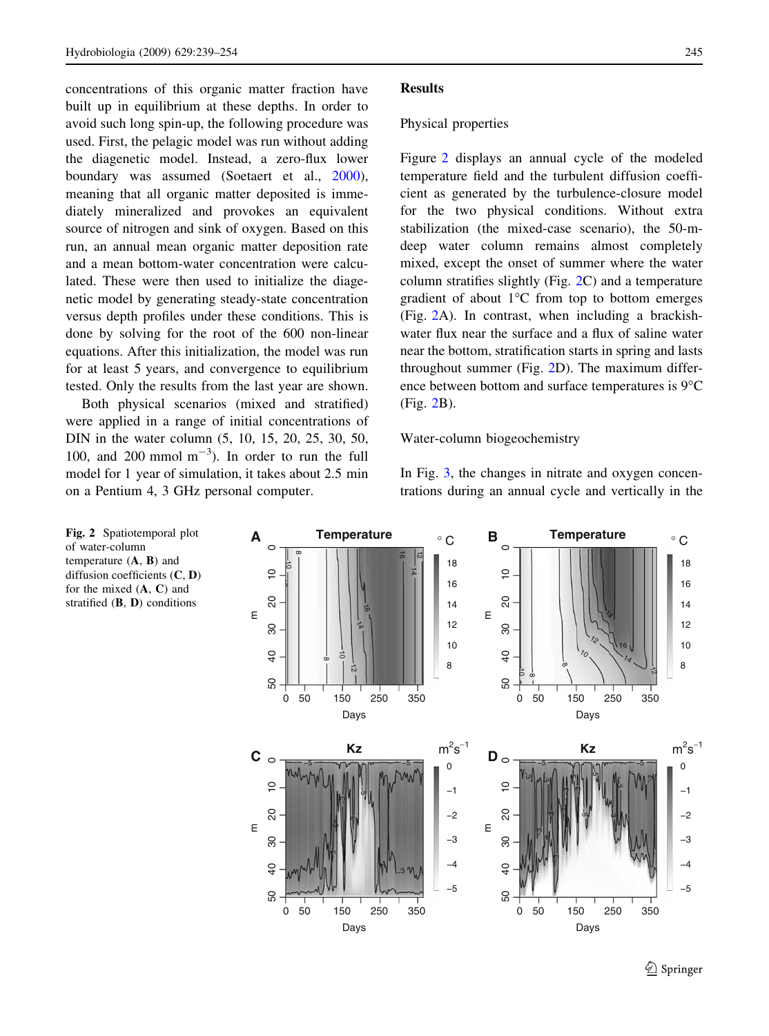concentrations of this organic matter fraction have built up in equilibrium at these depths. In order to avoid such long spin-up, the following procedure was used. First, the pelagic model was run without adding the diagenetic model. Instead, a zero-flux lower boundary was assumed (Soetaert et al., 2000), meaning that all organic matter deposited is immediately mineralized and provokes an equivalent source of nitrogen and sink of oxygen. Based on this run, an annual mean organic matter deposition rate and a mean bottom-water concentration were calculated. These were then used to initialize the diagenetic model by generating steady-state concentration versus depth profiles under these conditions. This is done by solving for the root of the 600 non-linear equations. After this initialization, the model was run for at least 5 years, and convergence to equilibrium tested. Only the results from the last year are shown.

Both physical scenarios (mixed and stratified) were applied in a range of initial concentrations of DIN in the water column (5, 10, 15, 20, 25, 30, 50, 100, and 200 mmol $m^{-3}$). In order to run the full model for 1 year of simulation, it takes about 2.5 min on a Pentium 4, 3 GHz personal computer.

## Results

### Physical properties

Figure 2 displays an annual cycle of the modeled temperature field and the turbulent diffusion coefficient as generated by the turbulence-closure model for the two physical conditions. Without extra stabilization (the mixed-case scenario), the 50-m-deep water column remains almost completely mixed, except the onset of summer where the water column stratifies slightly (Fig. 2C) and a temperature gradient of about 1°C from top to bottom emerges (Fig. 2A). In contrast, when including a brackish-water flux near the surface and a flux of saline water near the bottom, stratification starts in spring and lasts throughout summer (Fig. 2D). The maximum difference between bottom and surface temperatures is 9°C (Fig. 2B).

### Water-column biogeochemistry

In Fig. 3, the changes in nitrate and oxygen concentrations during an annual cycle and vertically in the

**Fig. 2** Spatiotemporal plot of water-column temperature (**A**, **B**) and diffusion coefficients (**C**, **D**) for the mixed (**A**, **C**) and stratified (**B**, **D**) conditions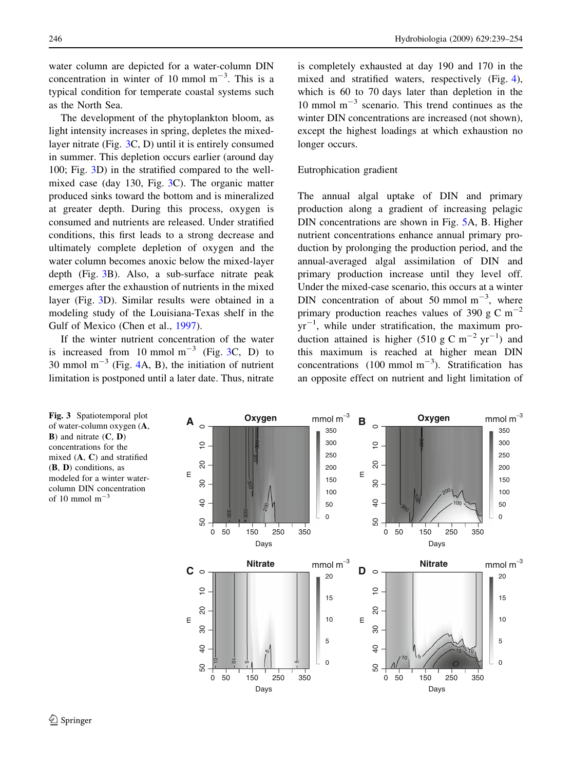water column are depicted for a water-column DIN concentration in winter of 10 mmol m$^{-3}$. This is a typical condition for temperate coastal systems such as the North Sea.

The development of the phytoplankton bloom, as light intensity increases in spring, depletes the mixed-layer nitrate (Fig. 3C, D) until it is entirely consumed in summer. This depletion occurs earlier (around day 100; Fig. 3D) in the stratified compared to the well-mixed case (day 130, Fig. 3C). The organic matter produced sinks toward the bottom and is mineralized at greater depth. During this process, oxygen is consumed and nutrients are released. Under stratified conditions, this first leads to a strong decrease and ultimately complete depletion of oxygen and the water column becomes anoxic below the mixed-layer depth (Fig. 3B). Also, a sub-surface nitrate peak emerges after the exhaustion of nutrients in the mixed layer (Fig. 3D). Similar results were obtained in a modeling study of the Louisiana-Texas shelf in the Gulf of Mexico (Chen et al., 1997).

If the winter nutrient concentration of the water is increased from 10 mmol m$^{-3}$ (Fig. 3C, D) to 30 mmol m$^{-3}$ (Fig. 4A, B), the initiation of nutrient limitation is postponed until a later date. Thus, nitrate is completely exhausted at day 190 and 170 in the mixed and stratified waters, respectively (Fig. 4), which is 60 to 70 days later than depletion in the 10 mmol m$^{-3}$ scenario. This trend continues as the winter DIN concentrations are increased (not shown), except the highest loadings at which exhaustion no longer occurs.

### Eutrophication gradient

The annual algal uptake of DIN and primary production along a gradient of increasing pelagic DIN concentrations are shown in Fig. 5A, B. Higher nutrient concentrations enhance annual primary production by prolonging the production period, and the annual-averaged algal assimilation of DIN and primary production increase until they level off. Under the mixed-case scenario, this occurs at a winter DIN concentration of about 50 mmol m$^{-3}$, where primary production reaches values of 390 g C m$^{-2}$ yr$^{-1}$, while under stratification, the maximum production attained is higher (510 g C m$^{-2}$ yr$^{-1}$) and this maximum is reached at higher mean DIN concentrations (100 mmol m$^{-3}$). Stratification has an opposite effect on nutrient and light limitation of

**Fig. 3** Spatiotemporal plot of water-column oxygen (**A**, **B**) and nitrate (**C**, **D**) concentrations for the mixed (**A**, **C**) and stratified (**B**, **D**) conditions, as modeled for a winter water-column DIN concentration of 10 mmol m$^{-3}$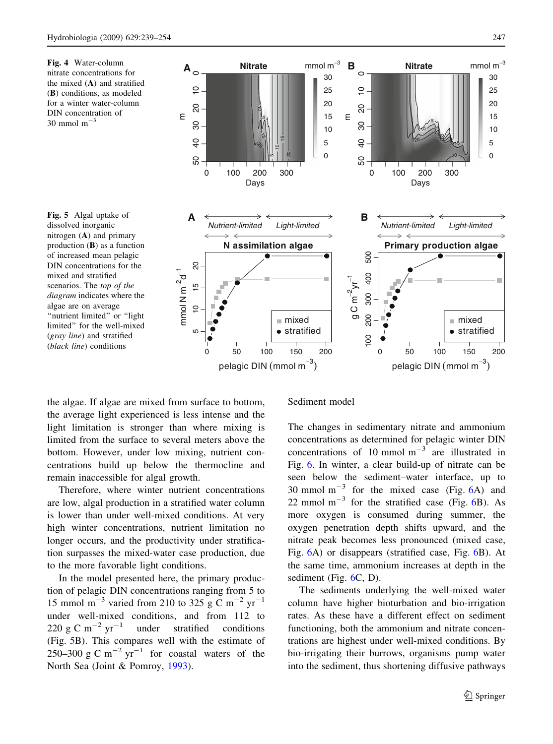Fig. 4 Water-column nitrate concentrations for the mixed (A) and stratified (B) conditions, as modeled for a winter water-column DIN concentration of 30 mmol $m^{-3}$

Fig. 5 Algal uptake of dissolved inorganic nitrogen (A) and primary production (B) as a function of increased mean pelagic DIN concentrations for the mixed and stratified scenarios. The *top of the diagram* indicates where the algae are on average "nutrient limited" or "light limited" for the well-mixed (*gray line*) and stratified (*black line*) conditions

the algae. If algae are mixed from surface to bottom, the average light experienced is less intense and the light limitation is stronger than where mixing is limited from the surface to several meters above the bottom. However, under low mixing, nutrient concentrations build up below the thermocline and remain inaccessible for algal growth.

Therefore, where winter nutrient concentrations are low, algal production in a stratified water column is lower than under well-mixed conditions. At very high winter concentrations, nutrient limitation no longer occurs, and the productivity under stratification surpasses the mixed-water case production, due to the more favorable light conditions.

In the model presented here, the primary production of pelagic DIN concentrations ranging from 5 to 15 mmol $m^{-3}$ varied from 210 to 325 g C $m^{-2}$ $yr^{-1}$ under well-mixed conditions, and from 112 to 220 g C $m^{-2}$ $yr^{-1}$ under stratified conditions (Fig. 5B). This compares well with the estimate of 250–300 g C $m^{-2}$ $yr^{-1}$ for coastal waters of the North Sea (Joint & Pomroy, 1993).

## Sediment model

The changes in sedimentary nitrate and ammonium concentrations as determined for pelagic winter DIN concentrations of 10 mmol $m^{-3}$ are illustrated in Fig. 6. In winter, a clear build-up of nitrate can be seen below the sediment–water interface, up to 30 mmol $m^{-3}$ for the mixed case (Fig. 6A) and 22 mmol $m^{-3}$ for the stratified case (Fig. 6B). As more oxygen is consumed during summer, the oxygen penetration depth shifts upward, and the nitrate peak becomes less pronounced (mixed case, Fig. 6A) or disappears (stratified case, Fig. 6B). At the same time, ammonium increases at depth in the sediment (Fig. 6C, D).

The sediments underlying the well-mixed water column have higher bioturbation and bio-irrigation rates. As these have a different effect on sediment functioning, both the ammonium and nitrate concentrations are highest under well-mixed conditions. By bio-irrigating their burrows, organisms pump water into the sediment, thus shortening diffusive pathways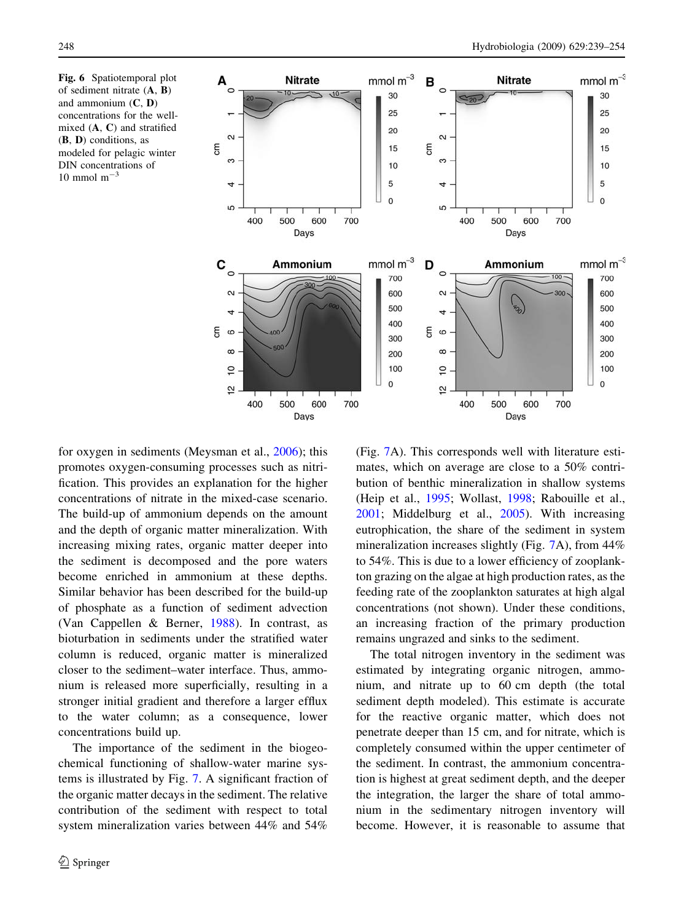**Fig. 6** Spatiotemporal plot of sediment nitrate (**A**, **B**) and ammonium (**C**, **D**) concentrations for the well-mixed (**A**, **C**) and stratified (**B**, **D**) conditions, as modeled for pelagic winter DIN concentrations of 10 mmol m$^{-3}$

for oxygen in sediments (Meysman et al., 2006); this promotes oxygen-consuming processes such as nitrification. This provides an explanation for the higher concentrations of nitrate in the mixed-case scenario. The build-up of ammonium depends on the amount and the depth of organic matter mineralization. With increasing mixing rates, organic matter deeper into the sediment is decomposed and the pore waters become enriched in ammonium at these depths. Similar behavior has been described for the build-up of phosphate as a function of sediment advection (Van Cappellen & Berner, 1988). In contrast, as bioturbation in sediments under the stratified water column is reduced, organic matter is mineralized closer to the sediment–water interface. Thus, ammonium is released more superficially, resulting in a stronger initial gradient and therefore a larger efflux to the water column; as a consequence, lower concentrations build up.

The importance of the sediment in the biogeochemical functioning of shallow-water marine systems is illustrated by Fig. 7. A significant fraction of the organic matter decays in the sediment. The relative contribution of the sediment with respect to total system mineralization varies between 44% and 54% (Fig. 7A). This corresponds well with literature estimates, which on average are close to a 50% contribution of benthic mineralization in shallow systems (Heip et al., 1995; Wollast, 1998; Rabouille et al., 2001; Middelburg et al., 2005). With increasing eutrophication, the share of the sediment in system mineralization increases slightly (Fig. 7A), from 44% to 54%. This is due to a lower efficiency of zooplankton grazing on the algae at high production rates, as the feeding rate of the zooplankton saturates at high algal concentrations (not shown). Under these conditions, an increasing fraction of the primary production remains ungrazed and sinks to the sediment.

The total nitrogen inventory in the sediment was estimated by integrating organic nitrogen, ammonium, and nitrate up to 60 cm depth (the total sediment depth modeled). This estimate is accurate for the reactive organic matter, which does not penetrate deeper than 15 cm, and for nitrate, which is completely consumed within the upper centimeter of the sediment. In contrast, the ammonium concentration is highest at great sediment depth, and the deeper the integration, the larger the share of total ammonium in the sedimentary nitrogen inventory will become. However, it is reasonable to assume that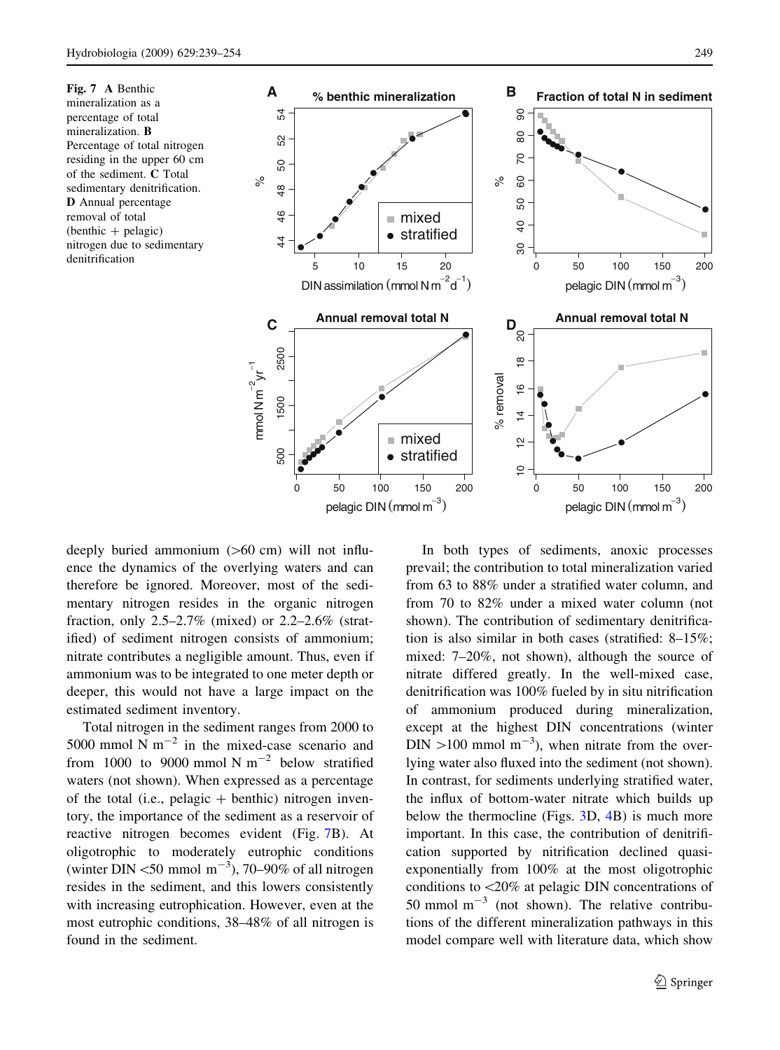Fig. 7 A Benthic mineralization as a percentage of total mineralization. B Percentage of total nitrogen residing in the upper 60 cm of the sediment. C Total sedimentary denitrification. D Annual percentage removal of total (benthic + pelagic) nitrogen due to sedimentary denitrification

deeply buried ammonium (>60 cm) will not influence the dynamics of the overlying waters and can therefore be ignored. Moreover, most of the sedimentary nitrogen resides in the organic nitrogen fraction, only 2.5–2.7% (mixed) or 2.2–2.6% (stratified) of sediment nitrogen consists of ammonium; nitrate contributes a negligible amount. Thus, even if ammonium was to be integrated to one meter depth or deeper, this would not have a large impact on the estimated sediment inventory.

Total nitrogen in the sediment ranges from 2000 to 5000 mmol N $m^{-2}$ in the mixed-case scenario and from 1000 to 9000 mmol N $m^{-2}$ below stratified waters (not shown). When expressed as a percentage of the total (i.e., pelagic + benthic) nitrogen inventory, the importance of the sediment as a reservoir of reactive nitrogen becomes evident (Fig. 7B). At oligotrophic to moderately eutrophic conditions (winter DIN <50 mmol $m^{-3}$), 70–90% of all nitrogen resides in the sediment, and this lowers consistently with increasing eutrophication. However, even at the most eutrophic conditions, 38–48% of all nitrogen is found in the sediment.

In both types of sediments, anoxic processes prevail; the contribution to total mineralization varied from 63 to 88% under a stratified water column, and from 70 to 82% under a mixed water column (not shown). The contribution of sedimentary denitrification is also similar in both cases (stratified: 8–15%; mixed: 7–20%, not shown), although the source of nitrate differed greatly. In the well-mixed case, denitrification was 100% fueled by in situ nitrification of ammonium produced during mineralization, except at the highest DIN concentrations (winter DIN >100 mmol $m^{-3}$), when nitrate from the overlying water also fluxed into the sediment (not shown). In contrast, for sediments underlying stratified water, the influx of bottom-water nitrate which builds up below the thermocline (Figs. 3D, 4B) is much more important. In this case, the contribution of denitrification supported by nitrification declined quasi-exponentially from 100% at the most oligotrophic conditions to <20% at pelagic DIN concentrations of 50 mmol $m^{-3}$ (not shown). The relative contributions of the different mineralization pathways in this model compare well with literature data, which show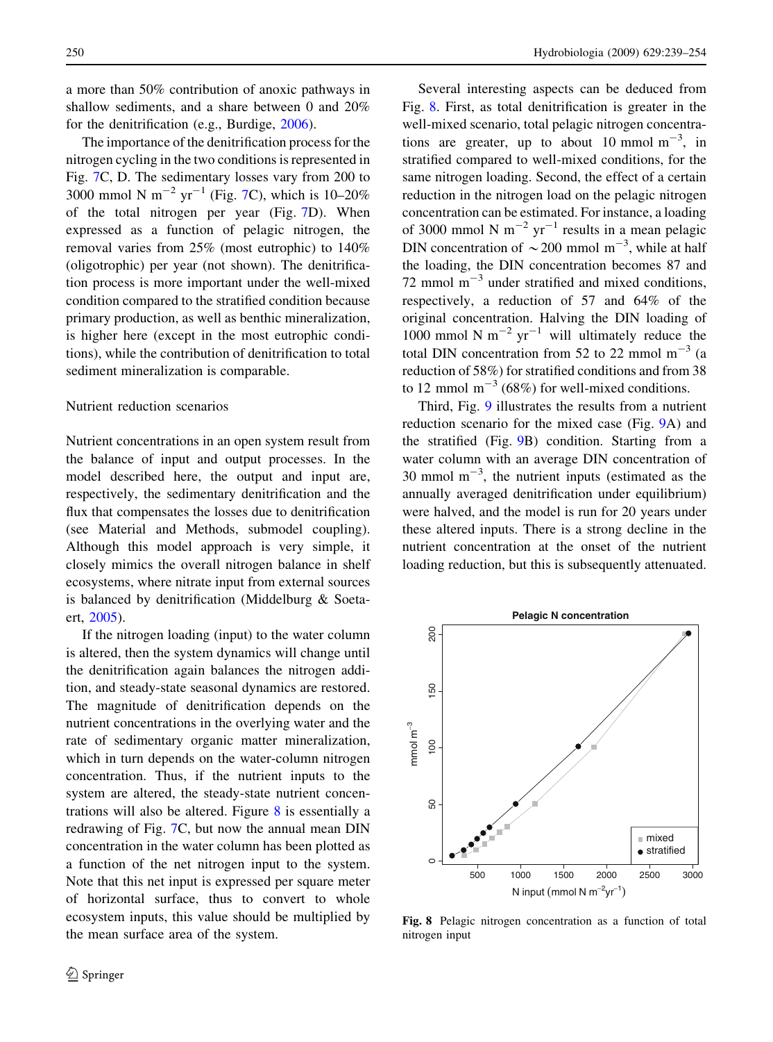a more than 50% contribution of anoxic pathways in shallow sediments, and a share between 0 and 20% for the denitrification (e.g., Burdige, 2006).

The importance of the denitrification process for the nitrogen cycling in the two conditions is represented in Fig. 7C, D. The sedimentary losses vary from 200 to 3000 mmol N $m^{-2}$ $yr^{-1}$ (Fig. 7C), which is 10–20% of the total nitrogen per year (Fig. 7D). When expressed as a function of pelagic nitrogen, the removal varies from 25% (most eutrophic) to 140% (oligotrophic) per year (not shown). The denitrification process is more important under the well-mixed condition compared to the stratified condition because primary production, as well as benthic mineralization, is higher here (except in the most eutrophic conditions), while the contribution of denitrification to total sediment mineralization is comparable.

## Nutrient reduction scenarios

Nutrient concentrations in an open system result from the balance of input and output processes. In the model described here, the output and input are, respectively, the sedimentary denitrification and the flux that compensates the losses due to denitrification (see Material and Methods, submodel coupling). Although this model approach is very simple, it closely mimics the overall nitrogen balance in shelf ecosystems, where nitrate input from external sources is balanced by denitrification (Middelburg & Soetaert, 2005).

If the nitrogen loading (input) to the water column is altered, then the system dynamics will change until the denitrification again balances the nitrogen addition, and steady-state seasonal dynamics are restored. The magnitude of denitrification depends on the nutrient concentrations in the overlying water and the rate of sedimentary organic matter mineralization, which in turn depends on the water-column nitrogen concentration. Thus, if the nutrient inputs to the system are altered, the steady-state nutrient concentrations will also be altered. Figure 8 is essentially a redrawing of Fig. 7C, but now the annual mean DIN concentration in the water column has been plotted as a function of the net nitrogen input to the system. Note that this net input is expressed per square meter of horizontal surface, thus to convert to whole ecosystem inputs, this value should be multiplied by the mean surface area of the system.

Several interesting aspects can be deduced from Fig. 8. First, as total denitrification is greater in the well-mixed scenario, total pelagic nitrogen concentrations are greater, up to about 10 mmol $m^{-3}$, in stratified compared to well-mixed conditions, for the same nitrogen loading. Second, the effect of a certain reduction in the nitrogen load on the pelagic nitrogen concentration can be estimated. For instance, a loading of 3000 mmol N $m^{-2}$ $yr^{-1}$ results in a mean pelagic DIN concentration of $\sim$200 mmol $m^{-3}$, while at half the loading, the DIN concentration becomes 87 and 72 mmol $m^{-3}$ under stratified and mixed conditions, respectively, a reduction of 57 and 64% of the original concentration. Halving the DIN loading of 1000 mmol N $m^{-2}$ $yr^{-1}$ will ultimately reduce the total DIN concentration from 52 to 22 mmol $m^{-3}$ (a reduction of 58%) for stratified conditions and from 38 to 12 mmol $m^{-3}$ (68%) for well-mixed conditions.

Third, Fig. 9 illustrates the results from a nutrient reduction scenario for the mixed case (Fig. 9A) and the stratified (Fig. 9B) condition. Starting from a water column with an average DIN concentration of 30 mmol $m^{-3}$, the nutrient inputs (estimated as the annually averaged denitrification under equilibrium) were halved, and the model is run for 20 years under these altered inputs. There is a strong decline in the nutrient concentration at the onset of the nutrient loading reduction, but this is subsequently attenuated.

**Fig. 8** Pelagic nitrogen concentration as a function of total nitrogen input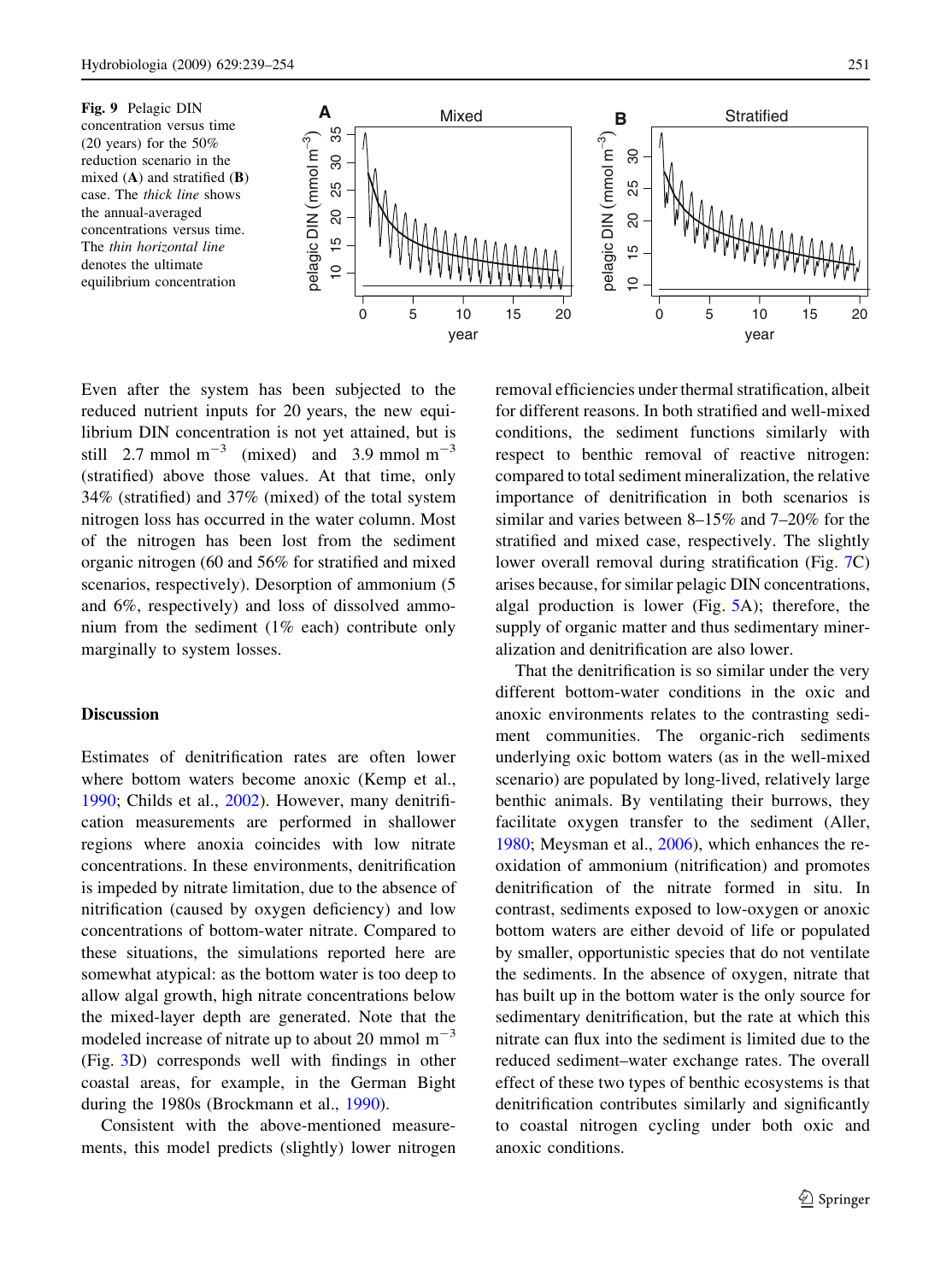**Fig. 9** Pelagic DIN concentration versus time (20 years) for the 50% reduction scenario in the mixed (**A**) and stratified (**B**) case. The *thick line* shows the annual-averaged concentrations versus time. The *thin horizontal line* denotes the ultimate equilibrium concentration

Even after the system has been subjected to the reduced nutrient inputs for 20 years, the new equilibrium DIN concentration is not yet attained, but is still 2.7 mmol $m^{-3}$ (mixed) and 3.9 mmol $m^{-3}$ (stratified) above those values. At that time, only 34% (stratified) and 37% (mixed) of the total system nitrogen loss has occurred in the water column. Most of the nitrogen has been lost from the sediment organic nitrogen (60 and 56% for stratified and mixed scenarios, respectively). Desorption of ammonium (5 and 6%, respectively) and loss of dissolved ammonium from the sediment (1% each) contribute only marginally to system losses.

## Discussion

Estimates of denitrification rates are often lower where bottom waters become anoxic (Kemp et al., 1990; Childs et al., 2002). However, many denitrification measurements are performed in shallower regions where anoxia coincides with low nitrate concentrations. In these environments, denitrification is impeded by nitrate limitation, due to the absence of nitrification (caused by oxygen deficiency) and low concentrations of bottom-water nitrate. Compared to these situations, the simulations reported here are somewhat atypical: as the bottom water is too deep to allow algal growth, high nitrate concentrations below the mixed-layer depth are generated. Note that the modeled increase of nitrate up to about 20 mmol $m^{-3}$ (Fig. 3D) corresponds well with findings in other coastal areas, for example, in the German Bight during the 1980s (Brockmann et al., 1990).

Consistent with the above-mentioned measurements, this model predicts (slightly) lower nitrogen removal efficiencies under thermal stratification, albeit for different reasons. In both stratified and well-mixed conditions, the sediment functions similarly with respect to benthic removal of reactive nitrogen: compared to total sediment mineralization, the relative importance of denitrification in both scenarios is similar and varies between 8–15% and 7–20% for the stratified and mixed case, respectively. The slightly lower overall removal during stratification (Fig. 7C) arises because, for similar pelagic DIN concentrations, algal production is lower (Fig. 5A); therefore, the supply of organic matter and thus sedimentary mineralization and denitrification are also lower.

That the denitrification is so similar under the very different bottom-water conditions in the oxic and anoxic environments relates to the contrasting sediment communities. The organic-rich sediments underlying oxic bottom waters (as in the well-mixed scenario) are populated by long-lived, relatively large benthic animals. By ventilating their burrows, they facilitate oxygen transfer to the sediment (Aller, 1980; Meysman et al., 2006), which enhances the re-oxidation of ammonium (nitrification) and promotes denitrification of the nitrate formed in situ. In contrast, sediments exposed to low-oxygen or anoxic bottom waters are either devoid of life or populated by smaller, opportunistic species that do not ventilate the sediments. In the absence of oxygen, nitrate that has built up in the bottom water is the only source for sedimentary denitrification, but the rate at which this nitrate can flux into the sediment is limited due to the reduced sediment–water exchange rates. The overall effect of these two types of benthic ecosystems is that denitrification contributes similarly and significantly to coastal nitrogen cycling under both oxic and anoxic conditions.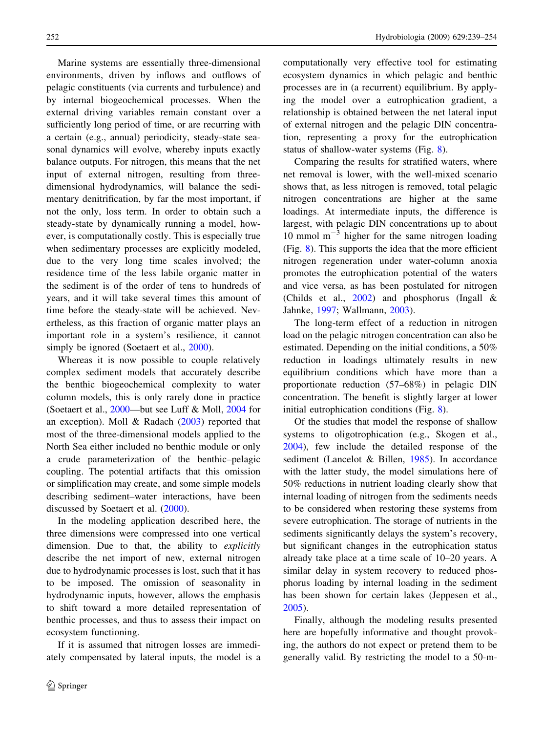Marine systems are essentially three-dimensional environments, driven by inflows and outflows of pelagic constituents (via currents and turbulence) and by internal biogeochemical processes. When the external driving variables remain constant over a sufficiently long period of time, or are recurring with a certain (e.g., annual) periodicity, steady-state seasonal dynamics will evolve, whereby inputs exactly balance outputs. For nitrogen, this means that the net input of external nitrogen, resulting from three-dimensional hydrodynamics, will balance the sedimentary denitrification, by far the most important, if not the only, loss term. In order to obtain such a steady-state by dynamically running a model, however, is computationally costly. This is especially true when sedimentary processes are explicitly modeled, due to the very long time scales involved; the residence time of the less labile organic matter in the sediment is of the order of tens to hundreds of years, and it will take several times this amount of time before the steady-state will be achieved. Nevertheless, as this fraction of organic matter plays an important role in a system's resilience, it cannot simply be ignored (Soetaert et al., 2000).

Whereas it is now possible to couple relatively complex sediment models that accurately describe the benthic biogeochemical complexity to water column models, this is only rarely done in practice (Soetaert et al., 2000—but see Luff & Moll, 2004 for an exception). Moll & Radach (2003) reported that most of the three-dimensional models applied to the North Sea either included no benthic module or only a crude parameterization of the benthic–pelagic coupling. The potential artifacts that this omission or simplification may create, and some simple models describing sediment–water interactions, have been discussed by Soetaert et al. (2000).

In the modeling application described here, the three dimensions were compressed into one vertical dimension. Due to that, the ability to *explicitly* describe the net import of new, external nitrogen due to hydrodynamic processes is lost, such that it has to be imposed. The omission of seasonality in hydrodynamic inputs, however, allows the emphasis to shift toward a more detailed representation of benthic processes, and thus to assess their impact on ecosystem functioning.

If it is assumed that nitrogen losses are immediately compensated by lateral inputs, the model is a computationally very effective tool for estimating ecosystem dynamics in which pelagic and benthic processes are in (a recurrent) equilibrium. By applying the model over a eutrophication gradient, a relationship is obtained between the net lateral input of external nitrogen and the pelagic DIN concentration, representing a proxy for the eutrophication status of shallow-water systems (Fig. 8).

Comparing the results for stratified waters, where net removal is lower, with the well-mixed scenario shows that, as less nitrogen is removed, total pelagic nitrogen concentrations are higher at the same loadings. At intermediate inputs, the difference is largest, with pelagic DIN concentrations up to about 10 mmol $m^{-3}$ higher for the same nitrogen loading (Fig. 8). This supports the idea that the more efficient nitrogen regeneration under water-column anoxia promotes the eutrophication potential of the waters and vice versa, as has been postulated for nitrogen (Childs et al., 2002) and phosphorus (Ingall & Jahnke, 1997; Wallmann, 2003).

The long-term effect of a reduction in nitrogen load on the pelagic nitrogen concentration can also be estimated. Depending on the initial conditions, a 50% reduction in loadings ultimately results in new equilibrium conditions which have more than a proportionate reduction (57–68%) in pelagic DIN concentration. The benefit is slightly larger at lower initial eutrophication conditions (Fig. 8).

Of the studies that model the response of shallow systems to oligotrophication (e.g., Skogen et al., 2004), few include the detailed response of the sediment (Lancelot & Billen, 1985). In accordance with the latter study, the model simulations here of 50% reductions in nutrient loading clearly show that internal loading of nitrogen from the sediments needs to be considered when restoring these systems from severe eutrophication. The storage of nutrients in the sediments significantly delays the system's recovery, but significant changes in the eutrophication status already take place at a time scale of 10–20 years. A similar delay in system recovery to reduced phosphorus loading by internal loading in the sediment has been shown for certain lakes (Jeppesen et al., 2005).

Finally, although the modeling results presented here are hopefully informative and thought provoking, the authors do not expect or pretend them to be generally valid. By restricting the model to a 50-m-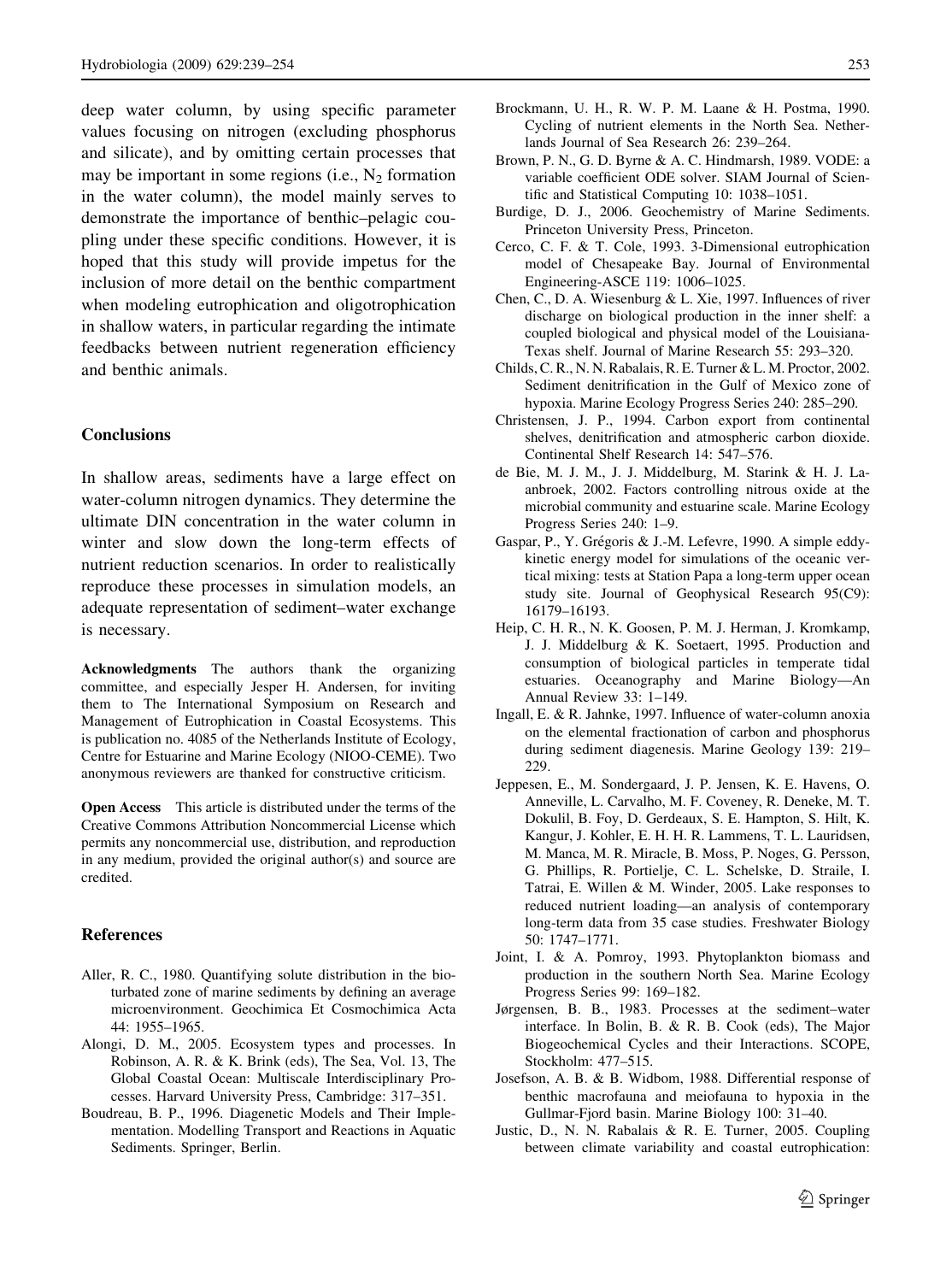deep water column, by using specific parameter values focusing on nitrogen (excluding phosphorus and silicate), and by omitting certain processes that may be important in some regions (i.e., $N_2$ formation in the water column), the model mainly serves to demonstrate the importance of benthic–pelagic coupling under these specific conditions. However, it is hoped that this study will provide impetus for the inclusion of more detail on the benthic compartment when modeling eutrophication and oligotrophication in shallow waters, in particular regarding the intimate feedbacks between nutrient regeneration efficiency and benthic animals.

## Conclusions

In shallow areas, sediments have a large effect on water-column nitrogen dynamics. They determine the ultimate DIN concentration in the water column in winter and slow down the long-term effects of nutrient reduction scenarios. In order to realistically reproduce these processes in simulation models, an adequate representation of sediment–water exchange is necessary.

**Acknowledgments** The authors thank the organizing committee, and especially Jesper H. Andersen, for inviting them to The International Symposium on Research and Management of Eutrophication in Coastal Ecosystems. This is publication no. 4085 of the Netherlands Institute of Ecology, Centre for Estuarine and Marine Ecology (NIOO-CEME). Two anonymous reviewers are thanked for constructive criticism.

**Open Access** This article is distributed under the terms of the Creative Commons Attribution Noncommercial License which permits any noncommercial use, distribution, and reproduction in any medium, provided the original author(s) and source are credited.

## References

Aller, R. C., 1980. Quantifying solute distribution in the bioturbated zone of marine sediments by defining an average microenvironment. Geochimica Et Cosmochimica Acta 44: 1955–1965.

Alongi, D. M., 2005. Ecosystem types and processes. In Robinson, A. R. & K. Brink (eds), The Sea, Vol. 13, The Global Coastal Ocean: Multiscale Interdisciplinary Processes. Harvard University Press, Cambridge: 317–351.

Boudreau, B. P., 1996. Diagenetic Models and Their Implementation. Modelling Transport and Reactions in Aquatic Sediments. Springer, Berlin.

Brockmann, U. H., R. W. P. M. Laane & H. Postma, 1990. Cycling of nutrient elements in the North Sea. Netherlands Journal of Sea Research 26: 239–264.

Brown, P. N., G. D. Byrne & A. C. Hindmarsh, 1989. VODE: a variable coefficient ODE solver. SIAM Journal of Scientific and Statistical Computing 10: 1038–1051.

Burdige, D. J., 2006. Geochemistry of Marine Sediments. Princeton University Press, Princeton.

Cerco, C. F. & T. Cole, 1993. 3-Dimensional eutrophication model of Chesapeake Bay. Journal of Environmental Engineering-ASCE 119: 1006–1025.

Chen, C., D. A. Wiesenburg & L. Xie, 1997. Influences of river discharge on biological production in the inner shelf: a coupled biological and physical model of the Louisiana-Texas shelf. Journal of Marine Research 55: 293–320.

Childs, C. R., N. N. Rabalais, R. E. Turner & L. M. Proctor, 2002. Sediment denitrification in the Gulf of Mexico zone of hypoxia. Marine Ecology Progress Series 240: 285–290.

Christensen, J. P., 1994. Carbon export from continental shelves, denitrification and atmospheric carbon dioxide. Continental Shelf Research 14: 547–576.

de Bie, M. J. M., J. J. Middelburg, M. Starink & H. J. Laanbroek, 2002. Factors controlling nitrous oxide at the microbial community and estuarine scale. Marine Ecology Progress Series 240: 1–9.

Gaspar, P., Y. Grégoris & J.-M. Lefevre, 1990. A simple eddy-kinetic energy model for simulations of the oceanic vertical mixing: tests at Station Papa a long-term upper ocean study site. Journal of Geophysical Research 95(C9): 16179–16193.

Heip, C. H. R., N. K. Goosen, P. M. J. Herman, J. Kromkamp, J. J. Middelburg & K. Soetaert, 1995. Production and consumption of biological particles in temperate tidal estuaries. Oceanography and Marine Biology—An Annual Review 33: 1–149.

Ingall, E. & R. Jahnke, 1997. Influence of water-column anoxia on the elemental fractionation of carbon and phosphorus during sediment diagenesis. Marine Geology 139: 219–229.

Jeppesen, E., M. Sondergaard, J. P. Jensen, K. E. Havens, O. Anneville, L. Carvalho, M. F. Coveney, R. Deneke, M. T. Dokulil, B. Foy, D. Gerdeaux, S. E. Hampton, S. Hilt, K. Kangur, J. Kohler, E. H. H. R. Lammens, T. L. Lauridsen, M. Manca, M. R. Miracle, B. Moss, P. Noges, G. Persson, G. Phillips, R. Portielje, C. L. Schelske, D. Straile, I. Tatrai, E. Willen & M. Winder, 2005. Lake responses to reduced nutrient loading—an analysis of contemporary long-term data from 35 case studies. Freshwater Biology 50: 1747–1771.

Joint, I. & A. Pomroy, 1993. Phytoplankton biomass and production in the southern North Sea. Marine Ecology Progress Series 99: 169–182.

Jørgensen, B. B., 1983. Processes at the sediment–water interface. In Bolin, B. & R. B. Cook (eds), The Major Biogeochemical Cycles and their Interactions. SCOPE, Stockholm: 477–515.

Josefson, A. B. & B. Widbom, 1988. Differential response of benthic macrofauna and meiofauna to hypoxia in the Gullmar-Fjord basin. Marine Biology 100: 31–40.

Justic, D., N. N. Rabalais & R. E. Turner, 2005. Coupling between climate variability and coastal eutrophication: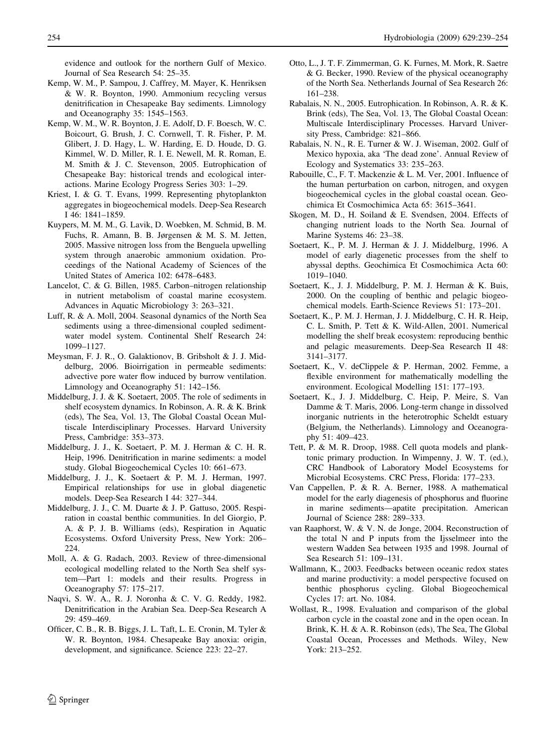evidence and outlook for the northern Gulf of Mexico. Journal of Sea Research 54: 25–35.

Kemp, W. M., P. Sampou, J. Caffrey, M. Mayer, K. Henriksen & W. R. Boynton, 1990. Ammonium recycling versus denitrification in Chesapeake Bay sediments. Limnology and Oceanography 35: 1545–1563.

Kemp, W. M., W. R. Boynton, J. E. Adolf, D. F. Boesch, W. C. Boicourt, G. Brush, J. C. Cornwell, T. R. Fisher, P. M. Glibert, J. D. Hagy, L. W. Harding, E. D. Houde, D. G. Kimmel, W. D. Miller, R. I. E. Newell, M. R. Roman, E. M. Smith & J. C. Stevenson, 2005. Eutrophication of Chesapeake Bay: historical trends and ecological interactions. Marine Ecology Progress Series 303: 1–29.

Kriest, I. & G. T. Evans, 1999. Representing phytoplankton aggregates in biogeochemical models. Deep-Sea Research I 46: 1841–1859.

Kuypers, M. M. M., G. Lavik, D. Woebken, M. Schmid, B. M. Fuchs, R. Amann, B. B. Jørgensen & M. S. M. Jetten, 2005. Massive nitrogen loss from the Benguela upwelling system through anaerobic ammonium oxidation. Proceedings of the National Academy of Sciences of the United States of America 102: 6478–6483.

Lancelot, C. & G. Billen, 1985. Carbon–nitrogen relationship in nutrient metabolism of coastal marine ecosystem. Advances in Aquatic Microbiology 3: 263–321.

Luff, R. & A. Moll, 2004. Seasonal dynamics of the North Sea sediments using a three-dimensional coupled sediment-water model system. Continental Shelf Research 24: 1099–1127.

Meysman, F. J. R., O. Galaktionov, B. Gribsholt & J. J. Middelburg, 2006. Bioirrigation in permeable sediments: advective pore water flow induced by burrow ventilation. Limnology and Oceanography 51: 142–156.

Middelburg, J. J. & K. Soetaert, 2005. The role of sediments in shelf ecosystem dynamics. In Robinson, A. R. & K. Brink (eds), The Sea, Vol. 13, The Global Coastal Ocean Multiscale Interdisciplinary Processes. Harvard University Press, Cambridge: 353–373.

Middelburg, J. J., K. Soetaert, P. M. J. Herman & C. H. R. Heip, 1996. Denitrification in marine sediments: a model study. Global Biogeochemical Cycles 10: 661–673.

Middelburg, J. J., K. Soetaert & P. M. J. Herman, 1997. Empirical relationships for use in global diagenetic models. Deep-Sea Research I 44: 327–344.

Middelburg, J. J., C. M. Duarte & J. P. Gattuso, 2005. Respiration in coastal benthic communities. In del Giorgio, P. A. & P. J. B. Williams (eds), Respiration in Aquatic Ecosystems. Oxford University Press, New York: 206–224.

Moll, A. & G. Radach, 2003. Review of three-dimensional ecological modelling related to the North Sea shelf system—Part 1: models and their results. Progress in Oceanography 57: 175–217.

Naqvi, S. W. A., R. J. Noronha & C. V. G. Reddy, 1982. Denitrification in the Arabian Sea. Deep-Sea Research A 29: 459–469.

Officer, C. B., R. B. Biggs, J. L. Taft, L. E. Cronin, M. Tyler & W. R. Boynton, 1984. Chesapeake Bay anoxia: origin, development, and significance. Science 223: 22–27.

Otto, L., J. T. F. Zimmerman, G. K. Furnes, M. Mork, R. Saetre & G. Becker, 1990. Review of the physical oceanography of the North Sea. Netherlands Journal of Sea Research 26: 161–238.

Rabalais, N. N., 2005. Eutrophication. In Robinson, A. R. & K. Brink (eds), The Sea, Vol. 13, The Global Coastal Ocean: Multiscale Interdisciplinary Processes. Harvard University Press, Cambridge: 821–866.

Rabalais, N. N., R. E. Turner & W. J. Wiseman, 2002. Gulf of Mexico hypoxia, aka 'The dead zone'. Annual Review of Ecology and Systematics 33: 235–263.

Rabouille, C., F. T. Mackenzie & L. M. Ver, 2001. Influence of the human perturbation on carbon, nitrogen, and oxygen biogeochemical cycles in the global coastal ocean. Geochimica Et Cosmochimica Acta 65: 3615–3641.

Skogen, M. D., H. Soiland & E. Svendsen, 2004. Effects of changing nutrient loads to the North Sea. Journal of Marine Systems 46: 23–38.

Soetaert, K., P. M. J. Herman & J. J. Middelburg, 1996. A model of early diagenetic processes from the shelf to abyssal depths. Geochimica Et Cosmochimica Acta 60: 1019–1040.

Soetaert, K., J. J. Middelburg, P. M. J. Herman & K. Buis, 2000. On the coupling of benthic and pelagic biogeochemical models. Earth-Science Reviews 51: 173–201.

Soetaert, K., P. M. J. Herman, J. J. Middelburg, C. H. R. Heip, C. L. Smith, P. Tett & K. Wild-Allen, 2001. Numerical modelling the shelf break ecosystem: reproducing benthic and pelagic measurements. Deep-Sea Research II 48: 3141–3177.

Soetaert, K., V. deClippele & P. Herman, 2002. Femme, a flexible environment for mathematically modelling the environment. Ecological Modelling 151: 177–193.

Soetaert, K., J. J. Middelburg, C. Heip, P. Meire, S. Van Damme & T. Maris, 2006. Long-term change in dissolved inorganic nutrients in the heterotrophic Scheldt estuary (Belgium, the Netherlands). Limnology and Oceanography 51: 409–423.

Tett, P. & M. R. Droop, 1988. Cell quota models and planktonic primary production. In Wimpenny, J. W. T. (ed.), CRC Handbook of Laboratory Model Ecosystems for Microbial Ecosystems. CRC Press, Florida: 177–233.

Van Cappellen, P. & R. A. Berner, 1988. A mathematical model for the early diagenesis of phosphorus and fluorine in marine sediments—apatite precipitation. American Journal of Science 288: 289–333.

van Raaphorst, W. & V. N. de Jonge, 2004. Reconstruction of the total N and P inputs from the Ijsselmeer into the western Wadden Sea between 1935 and 1998. Journal of Sea Research 51: 109–131.

Wallmann, K., 2003. Feedbacks between oceanic redox states and marine productivity: a model perspective focused on benthic phosphorus cycling. Global Biogeochemical Cycles 17: art. No. 1084.

Wollast, R., 1998. Evaluation and comparison of the global carbon cycle in the coastal zone and in the open ocean. In Brink, K. H. & A. R. Robinson (eds), The Sea, The Global Coastal Ocean, Processes and Methods. Wiley, New York: 213–252.